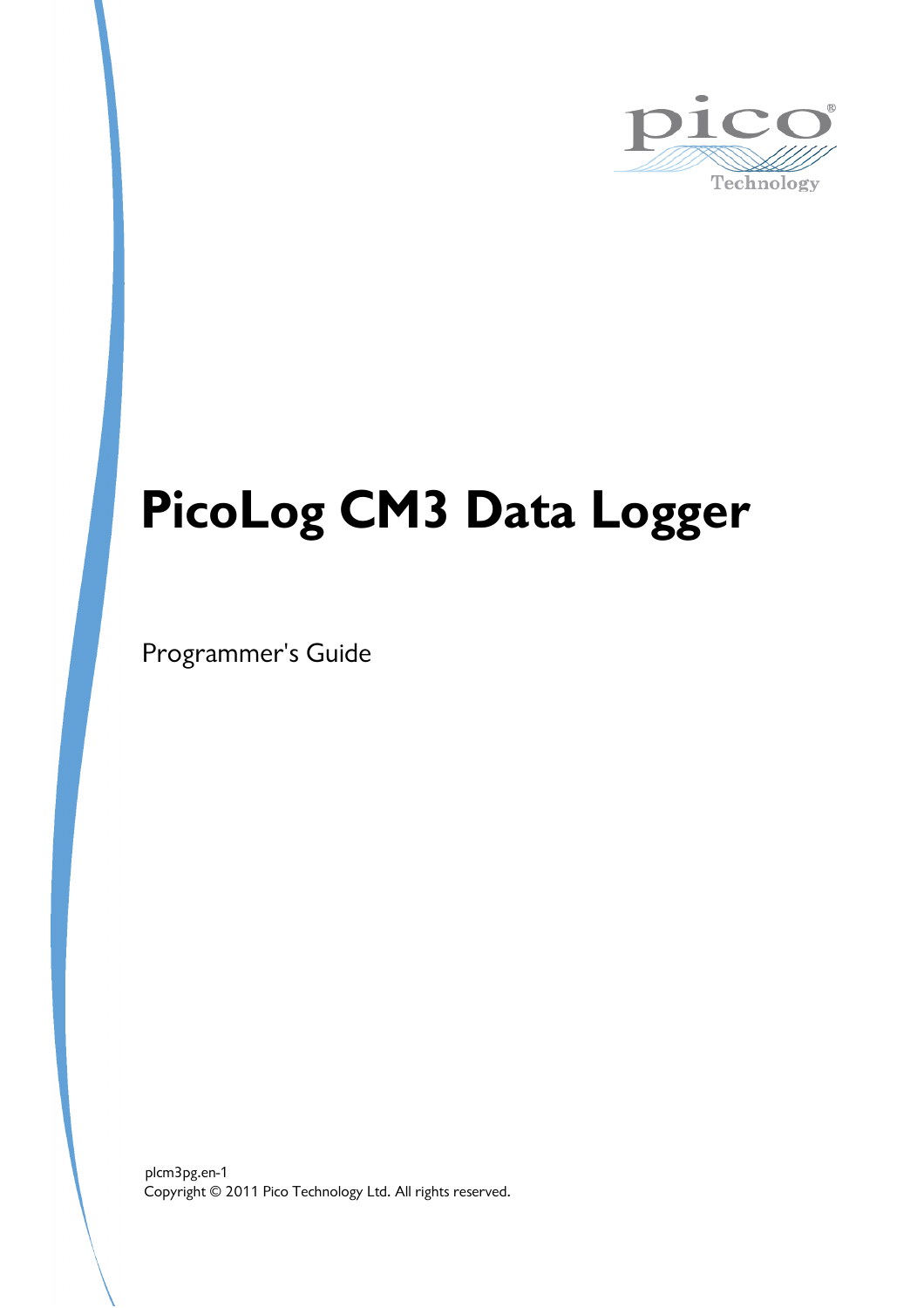pico Technology

# PicoLog CM3 Data Logger

Programmer's Guide

plcm3pg.en-1
Copyright © 2011 Pico Technology Ltd. All rights reserved.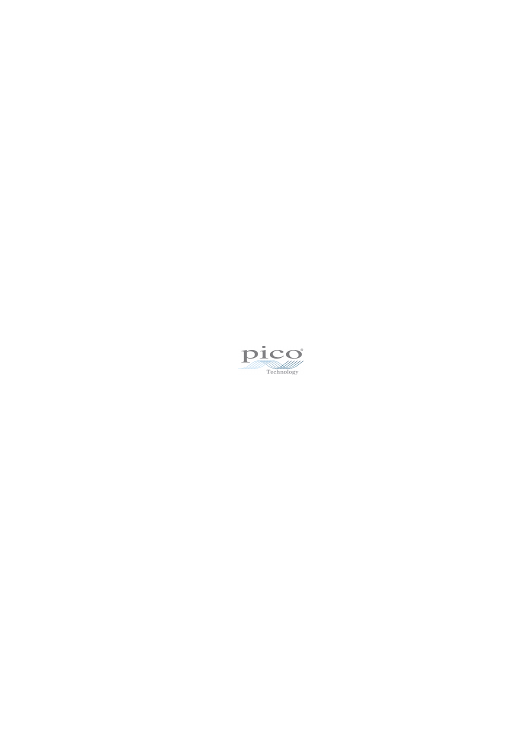pico®

Technology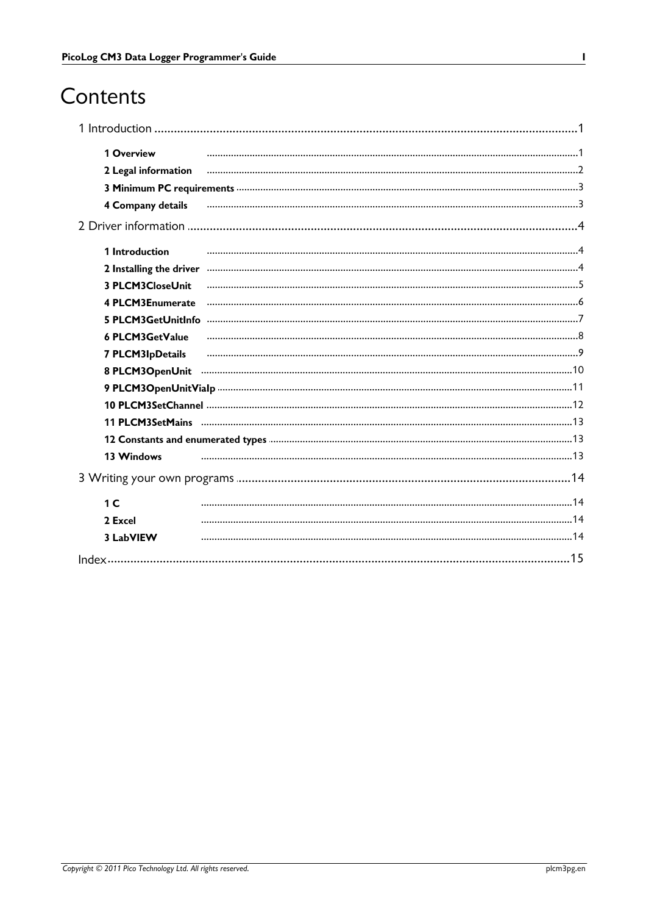# Contents

1 Introduction .......... 1

- 1 Overview .......... 1
- 2 Legal information .......... 2
- 3 Minimum PC requirements .......... 3
- 4 Company details .......... 3

2 Driver information .......... 4

- 1 Introduction .......... 4
- 2 Installing the driver .......... 4
- 3 PLCM3CloseUnit .......... 5
- 4 PLCM3Enumerate .......... 6
- 5 PLCM3GetUnitInfo .......... 7
- 6 PLCM3GetValue .......... 8
- 7 PLCM3IpDetails .......... 9
- 8 PLCM3OpenUnit .......... 10
- 9 PLCM3OpenUnitViaIp .......... 11
- 10 PLCM3SetChannel .......... 12
- 11 PLCM3SetMains .......... 13
- 12 Constants and enumerated types .......... 13
- 13 Windows .......... 13

3 Writing your own programs .......... 14

- 1 C .......... 14
- 2 Excel .......... 14
- 3 LabVIEW .......... 14

Index .......... 15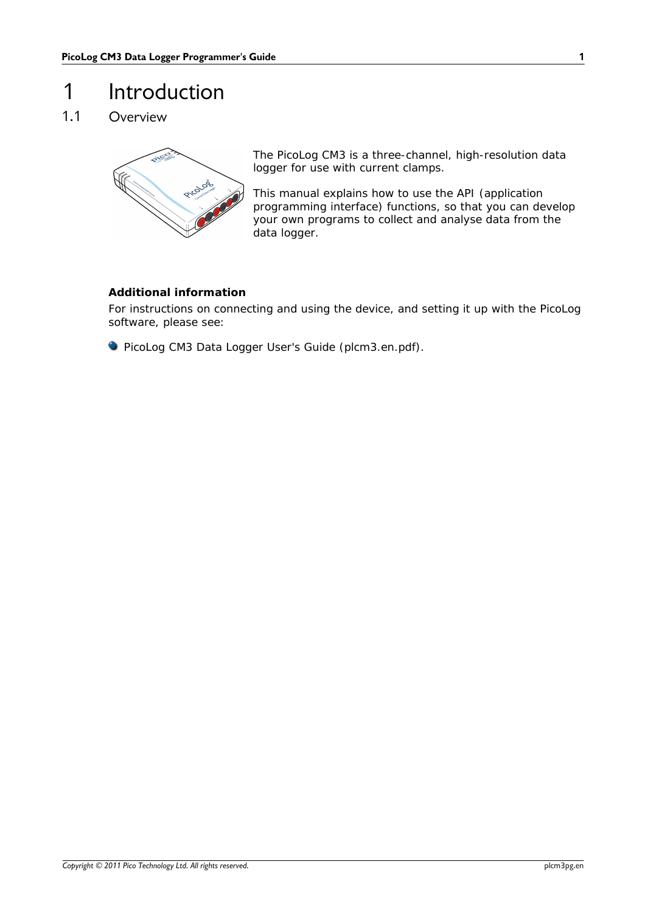# 1 Introduction

## 1.1 Overview

The PicoLog CM3 is a three-channel, high-resolution data logger for use with current clamps.

This manual explains how to use the API (application programming interface) functions, so that you can develop your own programs to collect and analyse data from the data logger.

**Additional information**

For instructions on connecting and using the device, and setting it up with the PicoLog software, please see:

- PicoLog CM3 Data Logger User's Guide (plcm3.en.pdf).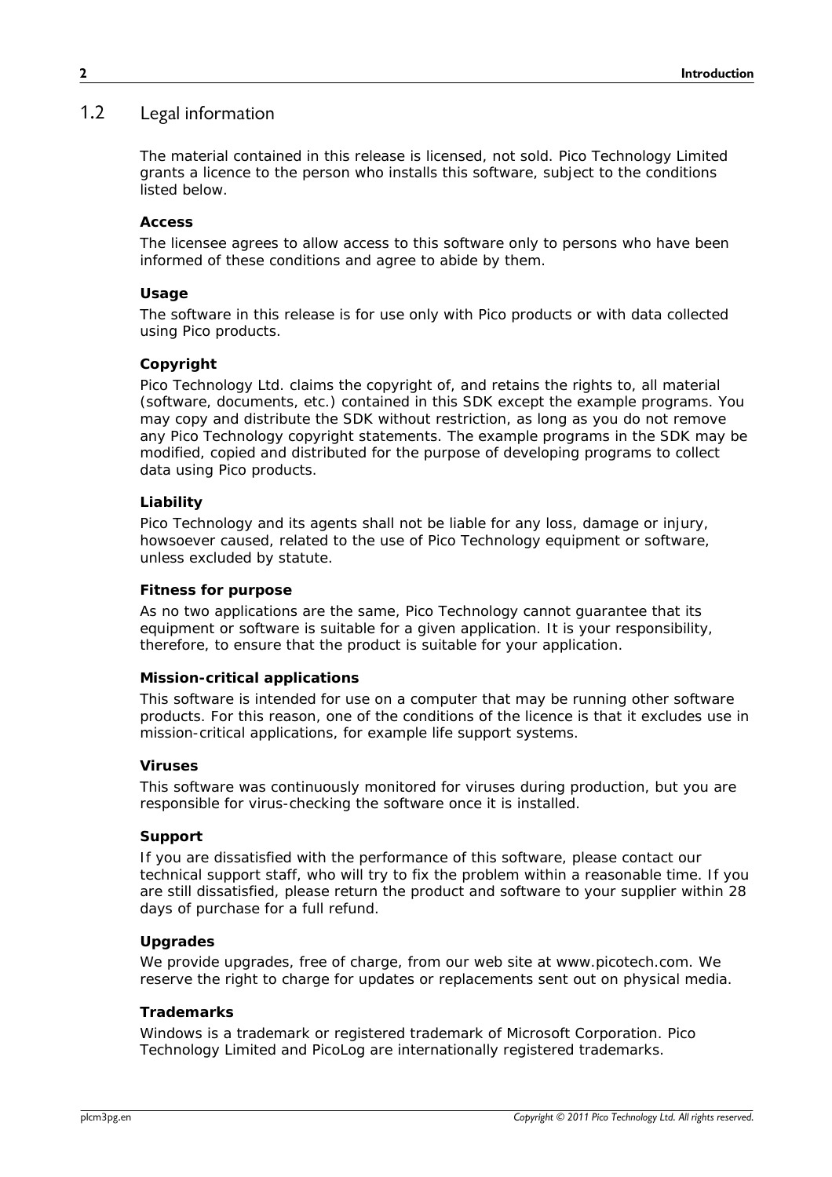## 1.2 Legal information

The material contained in this release is licensed, not sold. Pico Technology Limited grants a licence to the person who installs this software, subject to the conditions listed below.

**Access**

The licensee agrees to allow access to this software only to persons who have been informed of these conditions and agree to abide by them.

**Usage**

The software in this release is for use only with Pico products or with data collected using Pico products.

**Copyright**

Pico Technology Ltd. claims the copyright of, and retains the rights to, all material (software, documents, etc.) contained in this SDK except the example programs. You may copy and distribute the SDK without restriction, as long as you do not remove any Pico Technology copyright statements. The example programs in the SDK may be modified, copied and distributed for the purpose of developing programs to collect data using Pico products.

**Liability**

Pico Technology and its agents shall not be liable for any loss, damage or injury, howsoever caused, related to the use of Pico Technology equipment or software, unless excluded by statute.

**Fitness for purpose**

As no two applications are the same, Pico Technology cannot guarantee that its equipment or software is suitable for a given application. It is your responsibility, therefore, to ensure that the product is suitable for your application.

**Mission-critical applications**

This software is intended for use on a computer that may be running other software products. For this reason, one of the conditions of the licence is that it excludes use in mission-critical applications, for example life support systems.

**Viruses**

This software was continuously monitored for viruses during production, but you are responsible for virus-checking the software once it is installed.

**Support**

If you are dissatisfied with the performance of this software, please contact our technical support staff, who will try to fix the problem within a reasonable time. If you are still dissatisfied, please return the product and software to your supplier within 28 days of purchase for a full refund.

**Upgrades**

We provide upgrades, free of charge, from our web site at www.picotech.com. We reserve the right to charge for updates or replacements sent out on physical media.

**Trademarks**

Windows is a trademark or registered trademark of Microsoft Corporation. Pico Technology Limited and PicoLog are internationally registered trademarks.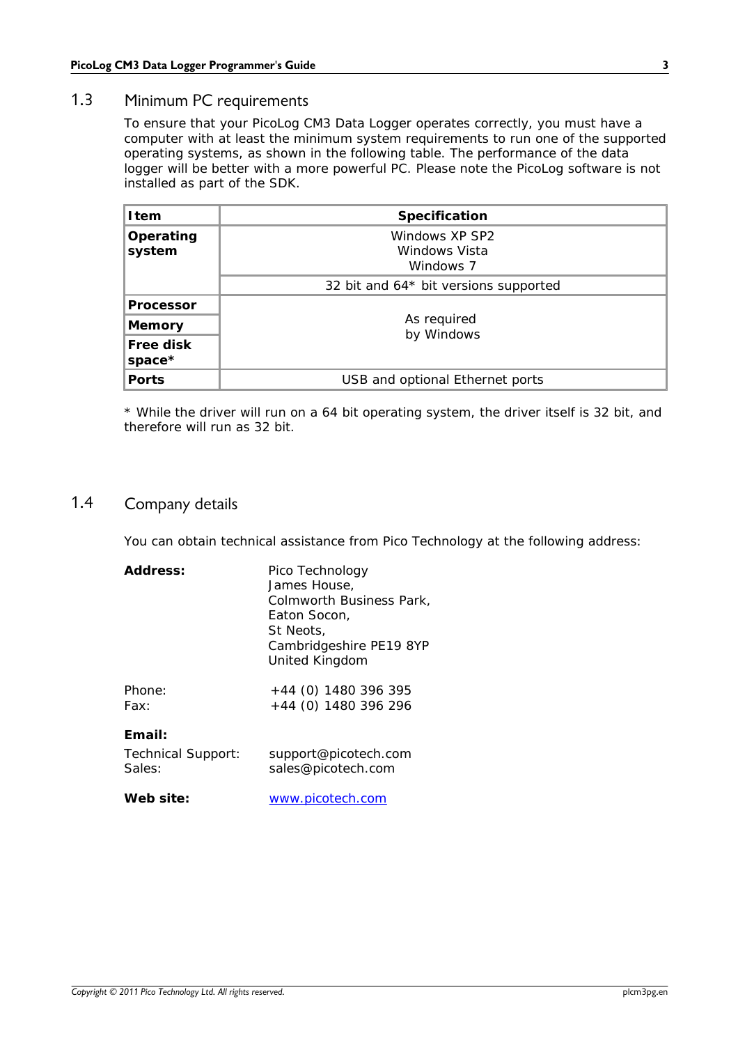## 1.3 Minimum PC requirements

To ensure that your PicoLog CM3 Data Logger operates correctly, you must have a computer with at least the minimum system requirements to run one of the supported operating systems, as shown in the following table. The performance of the data logger will be better with a more powerful PC. Please note the PicoLog software is not installed as part of the SDK.

| **Item** | **Specification** |
|---|---|
| **Operating system** | Windows XP SP2<br>Windows Vista<br>Windows 7 |
| | 32 bit and 64* bit versions supported |
| **Processor** | As required by Windows |
| **Memory** | |
| **Free disk space*** | |
| **Ports** | USB and optional Ethernet ports |

* While the driver will run on a 64 bit operating system, the driver itself is 32 bit, and therefore will run as 32 bit.

## 1.4 Company details

You can obtain technical assistance from Pico Technology at the following address:

| | |
|---|---|
| **Address:** | Pico Technology<br>James House,<br>Colmworth Business Park,<br>Eaton Socon,<br>St Neots,<br>Cambridgeshire PE19 8YP<br>United Kingdom |
| Phone: | +44 (0) 1480 396 395 |
| Fax: | +44 (0) 1480 396 296 |

**Email:**

| | |
|---|---|
| Technical Support: | support@picotech.com |
| Sales: | sales@picotech.com |

**Web site:** www.picotech.com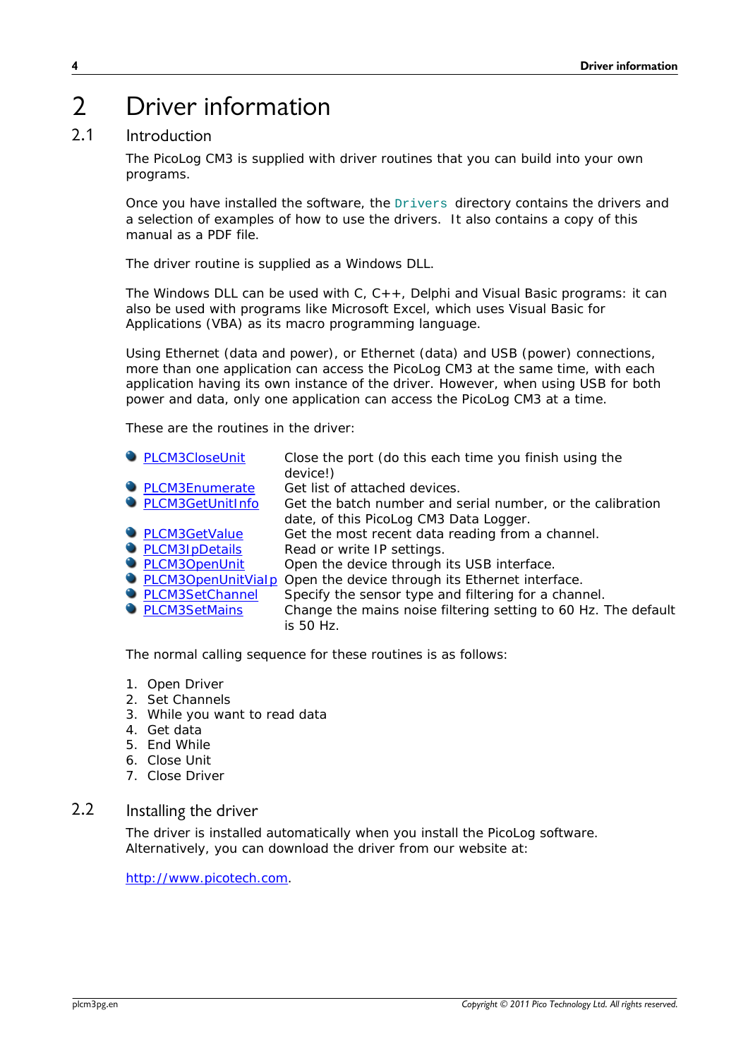# 2 Driver information

## 2.1 Introduction

The PicoLog CM3 is supplied with driver routines that you can build into your own programs.

Once you have installed the software, the `Drivers` directory contains the drivers and a selection of examples of how to use the drivers. It also contains a copy of this manual as a PDF file.

The driver routine is supplied as a Windows DLL.

The Windows DLL can be used with C, C++, Delphi and Visual Basic programs: it can also be used with programs like Microsoft Excel, which uses Visual Basic for Applications (VBA) as its macro programming language.

Using Ethernet (data and power), or Ethernet (data) and USB (power) connections, more than one application can access the PicoLog CM3 at the same time, with each application having its own instance of the driver. However, when using USB for both power and data, only one application can access the PicoLog CM3 at a time.

These are the routines in the driver:

- PLCM3CloseUnit — Close the port (do this each time you finish using the device!)
- PLCM3Enumerate — Get list of attached devices.
- PLCM3GetUnitInfo — Get the batch number and serial number, or the calibration date, of this PicoLog CM3 Data Logger.
- PLCM3GetValue — Get the most recent data reading from a channel.
- PLCM3IpDetails — Read or write IP settings.
- PLCM3OpenUnit — Open the device through its USB interface.
- PLCM3OpenUnitViaIp — Open the device through its Ethernet interface.
- PLCM3SetChannel — Specify the sensor type and filtering for a channel.
- PLCM3SetMains — Change the mains noise filtering setting to 60 Hz. The default is 50 Hz.

The normal calling sequence for these routines is as follows:

1. Open Driver
2. Set Channels
3. While you want to read data
4. Get data
5. End While
6. Close Unit
7. Close Driver

## 2.2 Installing the driver

The driver is installed automatically when you install the PicoLog software. Alternatively, you can download the driver from our website at:

http://www.picotech.com.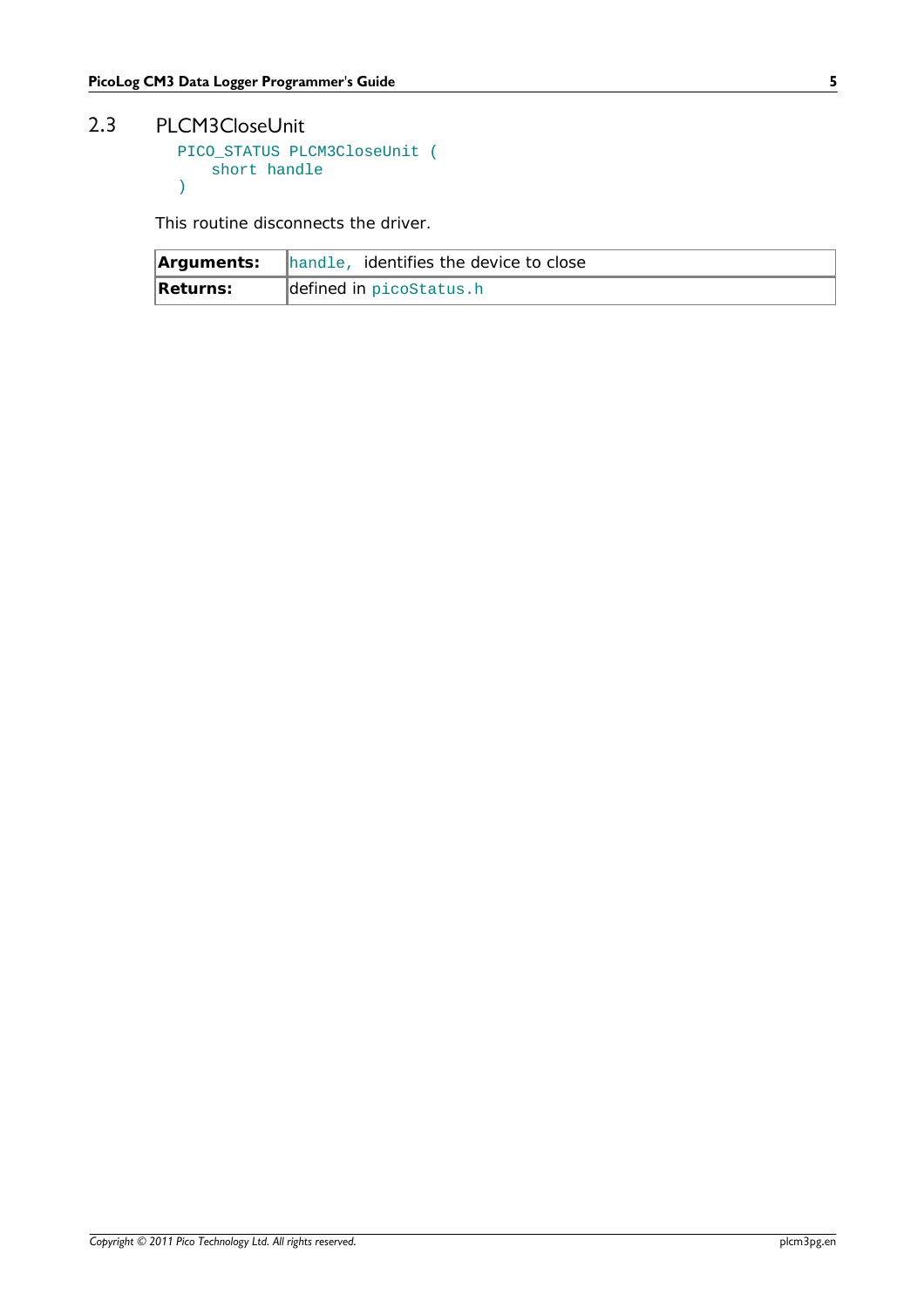## 2.3 PLCM3CloseUnit

```
PICO_STATUS PLCM3CloseUnit (
    short handle
)
```

This routine disconnects the driver.

| | |
|---|---|
| **Arguments:** | `handle`, identifies the device to close |
| **Returns:** | defined in `picoStatus.h` |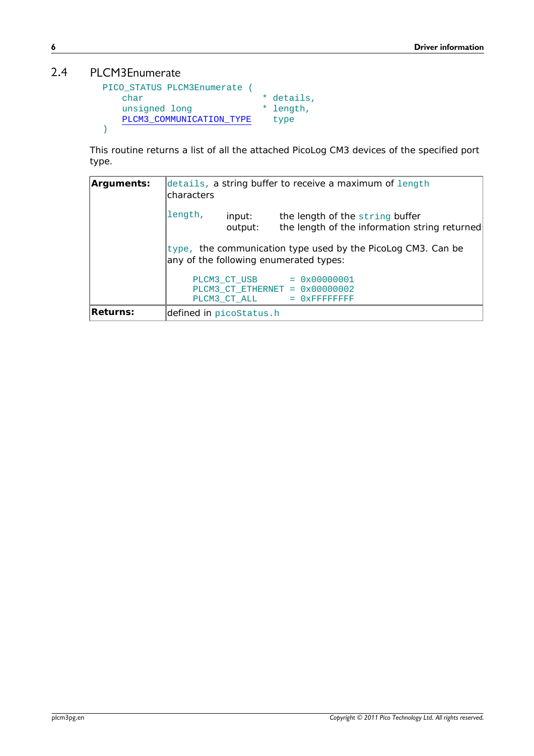## 2.4 PLCM3Enumerate

```
PICO_STATUS PLCM3Enumerate (
    char                        * details,
    unsigned long               * length,
    PLCM3_COMMUNICATION_TYPE      type
)
```

This routine returns a list of all the attached PicoLog CM3 devices of the specified port type.

| | |
|---|---|
| **Arguments:** | `details,` a string buffer to receive a maximum of `length` characters<br><br>`length,` input: the length of the `string` buffer<br>output: the length of the information string returned<br><br>`type,` the communication type used by the PicoLog CM3. Can be any of the following enumerated types:<br><br>`PLCM3_CT_USB = 0x00000001`<br>`PLCM3_CT_ETHERNET = 0x00000002`<br>`PLCM3_CT_ALL = 0xFFFFFFFF` |
| **Returns:** | defined in `picoStatus.h` |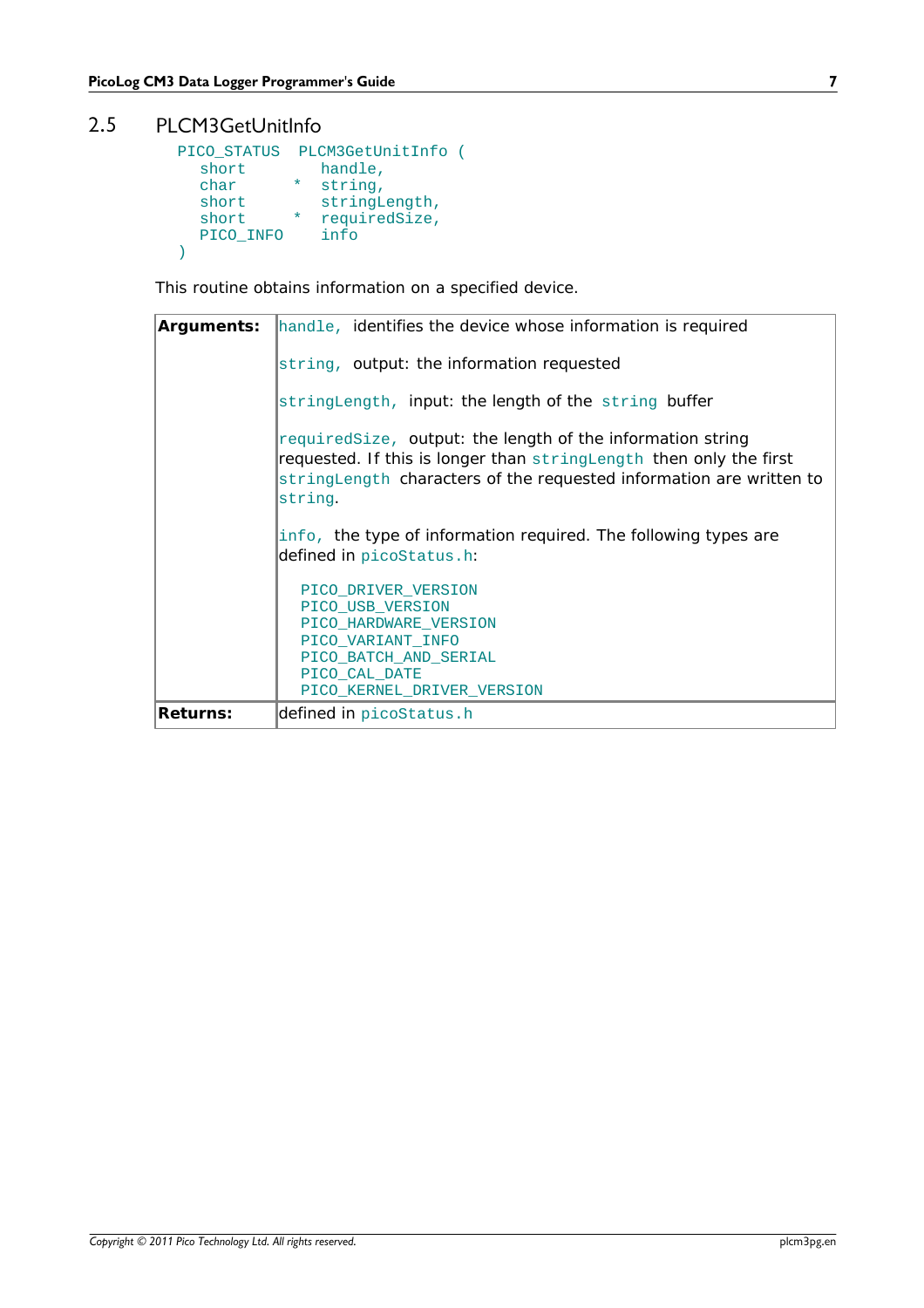## 2.5 PLCM3GetUnitInfo

```
PICO_STATUS  PLCM3GetUnitInfo (
   short        handle,
   char      *  string,
   short        stringLength,
   short     *  requiredSize,
   PICO_INFO    info
)
```

This routine obtains information on a specified device.

| | |
|---|---|
| **Arguments:** | `handle,` identifies the device whose information is required<br><br>`string,` output: the information requested<br><br>`stringLength,` input: the length of the `string` buffer<br><br>`requiredSize,` output: the length of the information string requested. If this is longer than `stringLength` then only the first `stringLength` characters of the requested information are written to `string`.<br><br>`info,` the type of information required. The following types are defined in `picoStatus.h`:<br><br>`PICO_DRIVER_VERSION`<br>`PICO_USB_VERSION`<br>`PICO_HARDWARE_VERSION`<br>`PICO_VARIANT_INFO`<br>`PICO_BATCH_AND_SERIAL`<br>`PICO_CAL_DATE`<br>`PICO_KERNEL_DRIVER_VERSION` |
| **Returns:** | defined in `picoStatus.h` |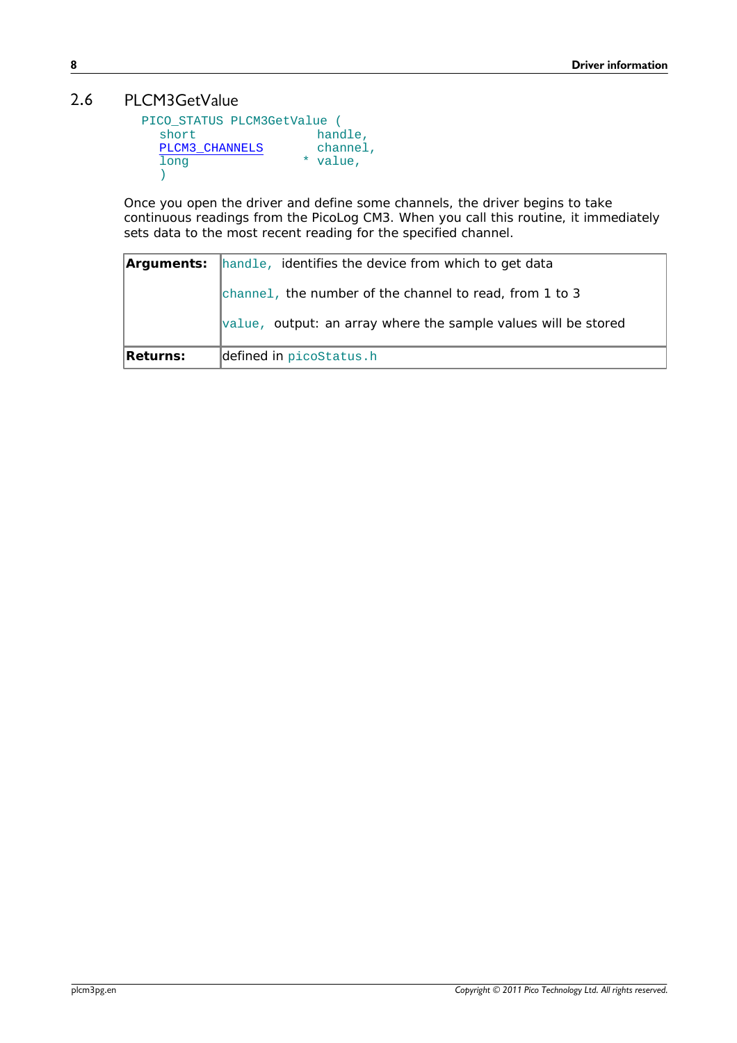## 2.6 PLCM3GetValue

```
PICO_STATUS PLCM3GetValue (
  short               handle,
  PLCM3_CHANNELS      channel,
  long              * value,
  )
```

Once you open the driver and define some channels, the driver begins to take continuous readings from the PicoLog CM3. When you call this routine, it immediately sets data to the most recent reading for the specified channel.

| | |
|---|---|
| **Arguments:** | `handle,` identifies the device from which to get data<br><br>`channel,` the number of the channel to read, from 1 to 3<br><br>`value,` output: an array where the sample values will be stored |
| **Returns:** | defined in `picoStatus.h` |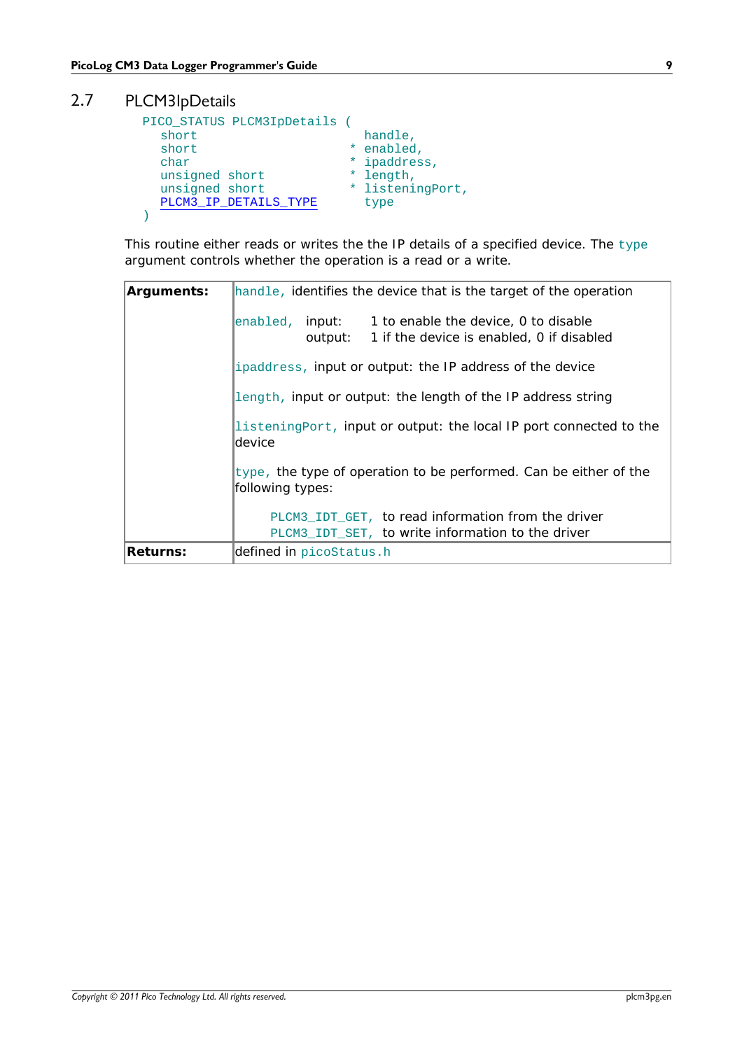## 2.7 PLCM3IpDetails

```
PICO_STATUS PLCM3IpDetails (
  short                      handle,
  short                    * enabled,
  char                     * ipaddress,
  unsigned short           * length,
  unsigned short           * listeningPort,
  PLCM3_IP_DETAILS_TYPE      type
)
```

This routine either reads or writes the the IP details of a specified device. The `type` argument controls whether the operation is a read or a write.

| | |
|---|---|
| **Arguments:** | `handle,` identifies the device that is the target of the operation<br><br>`enabled,` input: 1 to enable the device, 0 to disable<br>output: 1 if the device is enabled, 0 if disabled<br><br>`ipaddress,` input or output: the IP address of the device<br><br>`length,` input or output: the length of the IP address string<br><br>`listeningPort,` input or output: the local IP port connected to the device<br><br>`type,` the type of operation to be performed. Can be either of the following types:<br><br>`PLCM3_IDT_GET,` to read information from the driver<br>`PLCM3_IDT_SET,` to write information to the driver |
| **Returns:** | defined in `picoStatus.h` |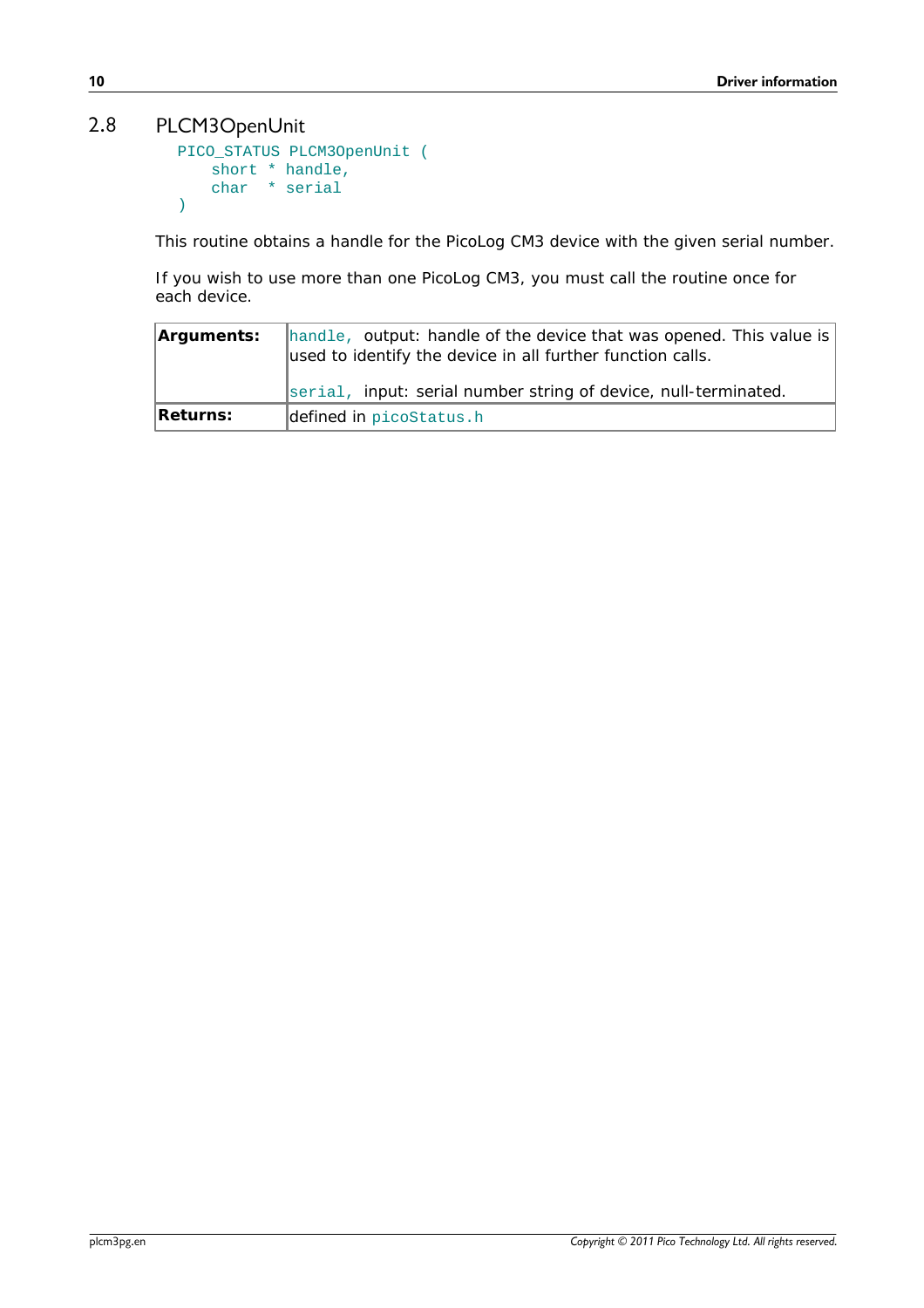## 2.8 PLCM3OpenUnit

```
PICO_STATUS PLCM3OpenUnit (
    short * handle,
    char  * serial
)
```

This routine obtains a handle for the PicoLog CM3 device with the given serial number.

If you wish to use more than one PicoLog CM3, you must call the routine once for each device.

| | |
|---|---|
| **Arguments:** | `handle,` output: handle of the device that was opened. This value is used to identify the device in all further function calls.<br><br>`serial,` input: serial number string of device, null-terminated. |
| **Returns:** | defined in `picoStatus.h` |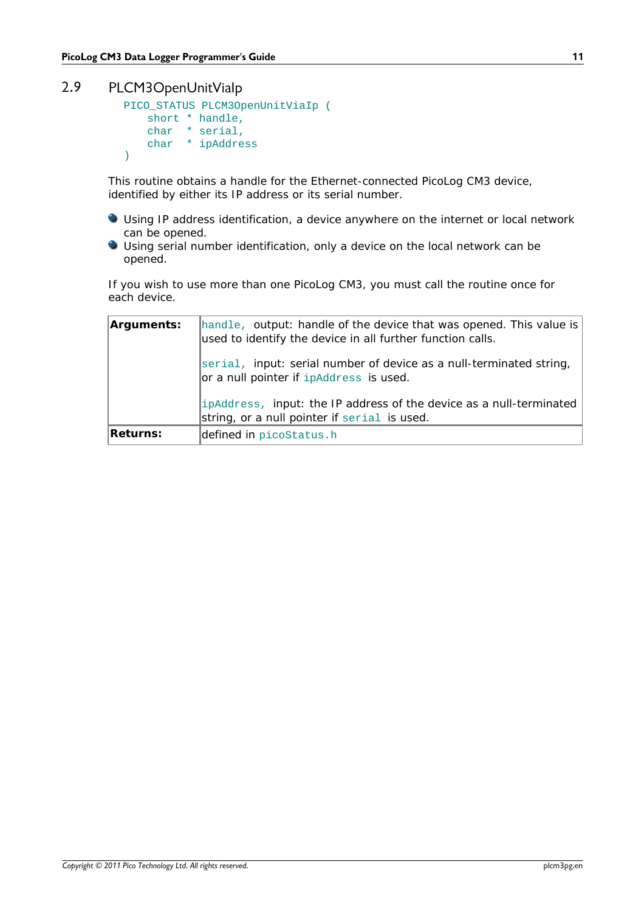## 2.9 PLCM3OpenUnitViaIp

```
PICO_STATUS PLCM3OpenUnitViaIp (
    short  * handle,
    char   * serial,
    char   * ipAddress
)
```

This routine obtains a handle for the Ethernet-connected PicoLog CM3 device, identified by either its IP address or its serial number.

- Using IP address identification, a device anywhere on the internet or local network can be opened.
- Using serial number identification, only a device on the local network can be opened.

If you wish to use more than one PicoLog CM3, you must call the routine once for each device.

| | |
|---|---|
| **Arguments:** | `handle,` output: handle of the device that was opened. This value is used to identify the device in all further function calls.<br><br>`serial,` input: serial number of device as a null-terminated string, or a null pointer if `ipAddress` is used.<br><br>`ipAddress,` input: the IP address of the device as a null-terminated string, or a null pointer if `serial` is used. |
| **Returns:** | defined in `picoStatus.h` |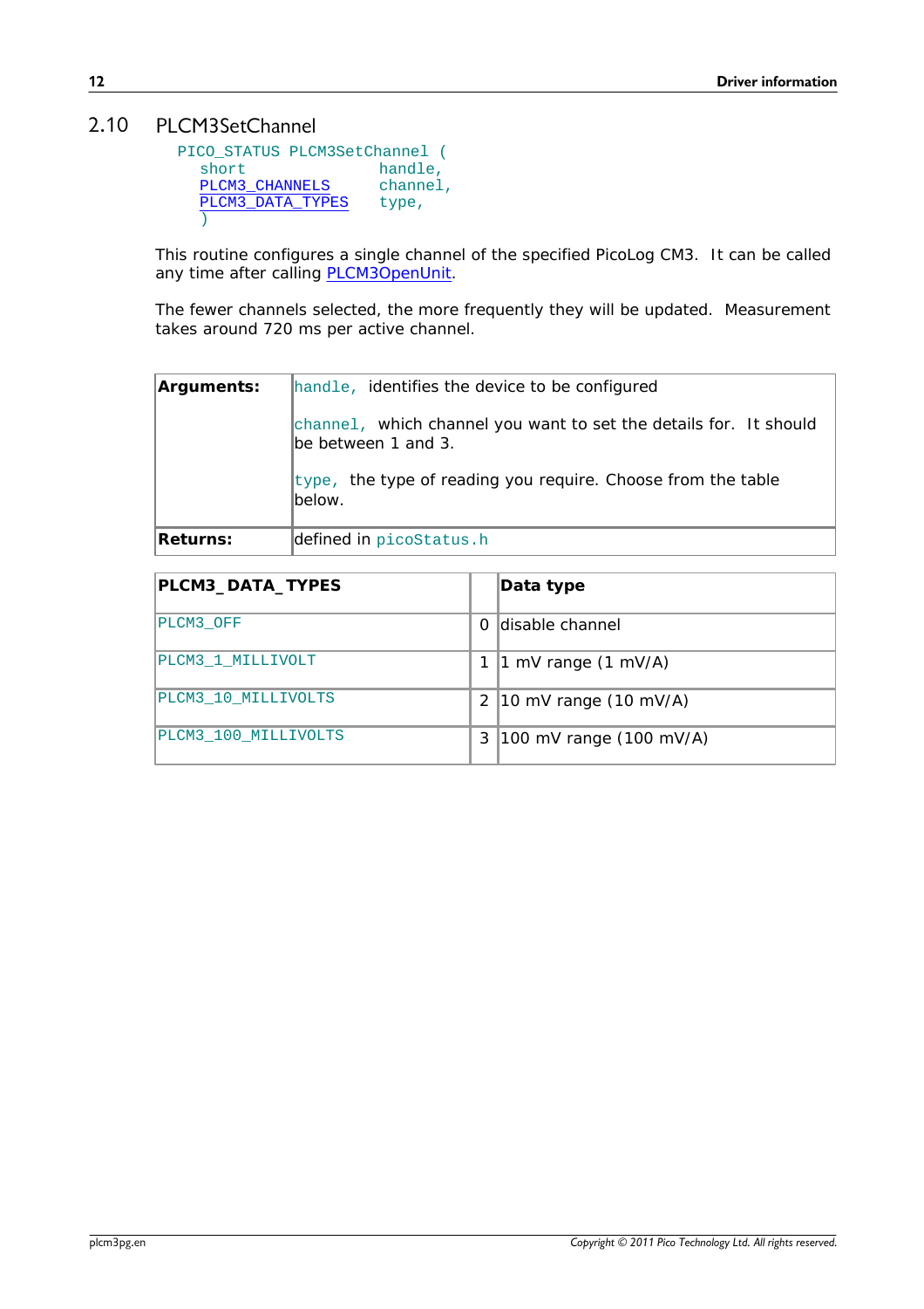## 2.10 PLCM3SetChannel

```
PICO_STATUS PLCM3SetChannel (
  short               handle,
  PLCM3_CHANNELS      channel,
  PLCM3_DATA_TYPES    type,
  )
```

This routine configures a single channel of the specified PicoLog CM3. It can be called any time after calling PLCM3OpenUnit.

The fewer channels selected, the more frequently they will be updated. Measurement takes around 720 ms per active channel.

| | |
|---|---|
| **Arguments:** | `handle,` identifies the device to be configured<br><br>`channel,` which channel you want to set the details for. It should be between 1 and 3.<br><br>`type,` the type of reading you require. Choose from the table below. |
| **Returns:** | defined in `picoStatus.h` |

| PLCM3_DATA_TYPES | | Data type |
|---|---|---|
| PLCM3_OFF | 0 | disable channel |
| PLCM3_1_MILLIVOLT | 1 | 1 mV range (1 mV/A) |
| PLCM3_10_MILLIVOLTS | 2 | 10 mV range (10 mV/A) |
| PLCM3_100_MILLIVOLTS | 3 | 100 mV range (100 mV/A) |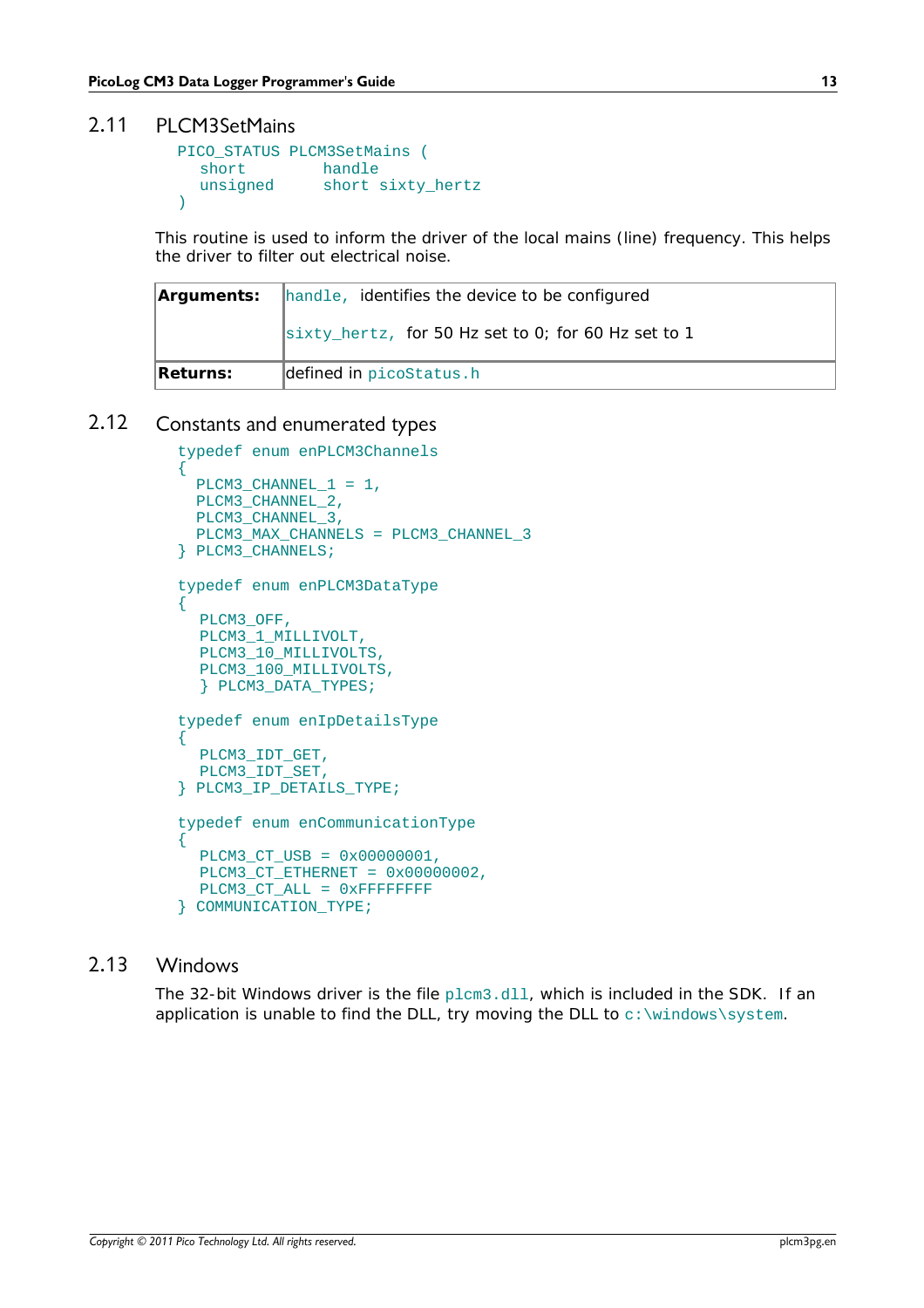## 2.11 PLCM3SetMains

```
PICO_STATUS PLCM3SetMains (
  short        handle
  unsigned     short sixty_hertz
)
```

This routine is used to inform the driver of the local mains (line) frequency. This helps the driver to filter out electrical noise.

| | |
|---|---|
| **Arguments:** | `handle,` identifies the device to be configured<br><br>`sixty_hertz,` for 50 Hz set to 0; for 60 Hz set to 1 |
| **Returns:** | defined in `picoStatus.h` |

## 2.12 Constants and enumerated types

```
typedef enum enPLCM3Channels
{
  PLCM3_CHANNEL_1 = 1,
  PLCM3_CHANNEL_2,
  PLCM3_CHANNEL_3,
  PLCM3_MAX_CHANNELS = PLCM3_CHANNEL_3
} PLCM3_CHANNELS;

typedef enum enPLCM3DataType
{
   PLCM3_OFF,
   PLCM3_1_MILLIVOLT,
   PLCM3_10_MILLIVOLTS,
   PLCM3_100_MILLIVOLTS,
   } PLCM3_DATA_TYPES;

typedef enum enIpDetailsType
{
   PLCM3_IDT_GET,
   PLCM3_IDT_SET,
} PLCM3_IP_DETAILS_TYPE;

typedef enum enCommunicationType
{
   PLCM3_CT_USB = 0x00000001,
   PLCM3_CT_ETHERNET = 0x00000002,
   PLCM3_CT_ALL = 0xFFFFFFFF
} COMMUNICATION_TYPE;
```

## 2.13 Windows

The 32-bit Windows driver is the file `plcm3.dll`, which is included in the SDK. If an application is unable to find the DLL, try moving the DLL to `c:\windows\system`.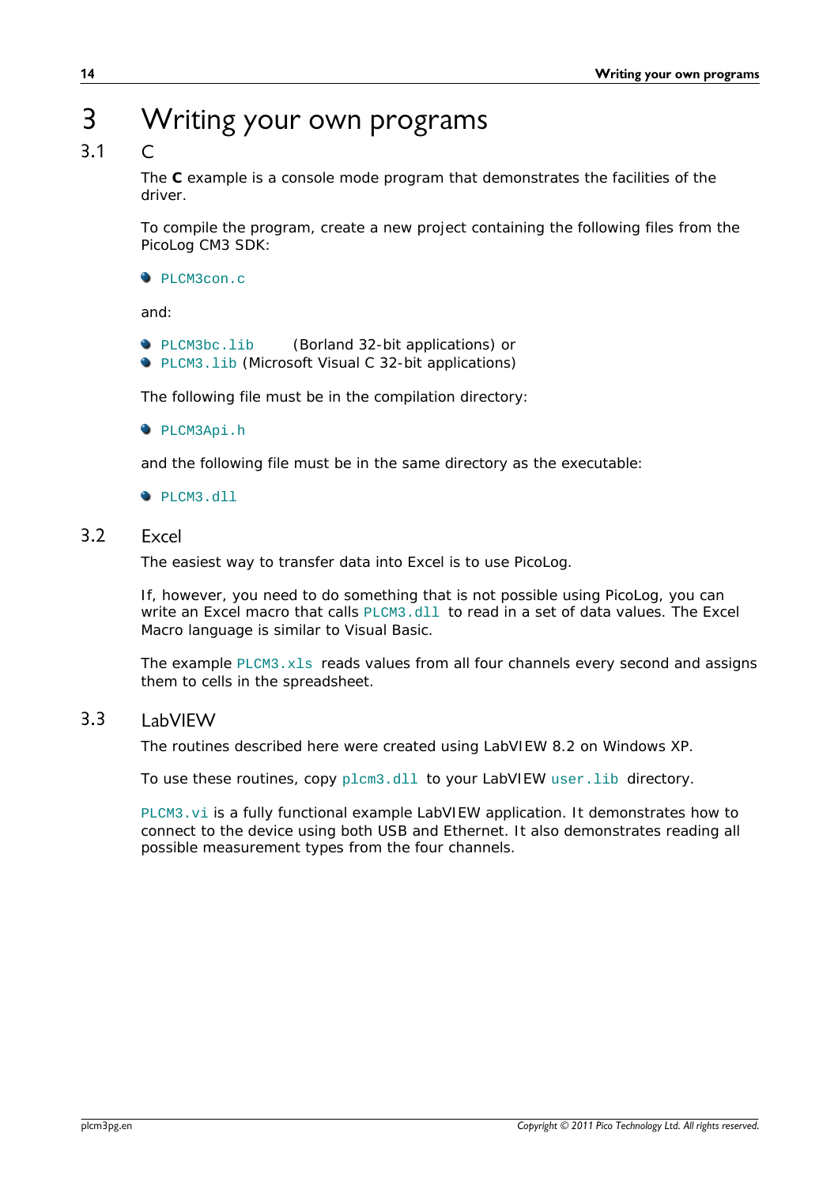# 3 Writing your own programs

## 3.1 C

The **C** example is a console mode program that demonstrates the facilities of the driver.

To compile the program, create a new project containing the following files from the PicoLog CM3 SDK:

- `PLCM3con.c`

and:

- `PLCM3bc.lib` (Borland 32-bit applications) or
- `PLCM3.lib` (Microsoft Visual C 32-bit applications)

The following file must be in the compilation directory:

- `PLCM3Api.h`

and the following file must be in the same directory as the executable:

- `PLCM3.dll`

## 3.2 Excel

The easiest way to transfer data into Excel is to use PicoLog.

If, however, you need to do something that is not possible using PicoLog, you can write an Excel macro that calls `PLCM3.dll` to read in a set of data values. The Excel Macro language is similar to Visual Basic.

The example `PLCM3.xls` reads values from all four channels every second and assigns them to cells in the spreadsheet.

## 3.3 LabVIEW

The routines described here were created using LabVIEW 8.2 on Windows XP.

To use these routines, copy `plcm3.dll` to your LabVIEW `user.lib` directory.

`PLCM3.vi` is a fully functional example LabVIEW application. It demonstrates how to connect to the device using both USB and Ethernet. It also demonstrates reading all possible measurement types from the four channels.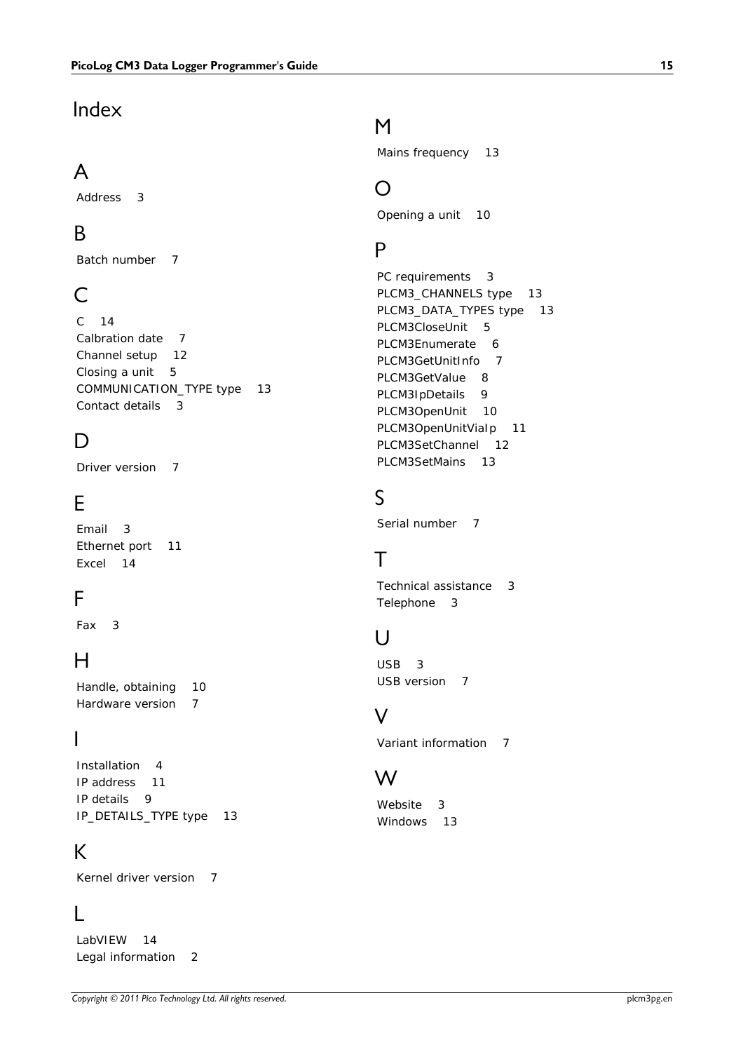# Index

## A

Address 3

## B

Batch number 7

## C

C 14
Calbration date 7
Channel setup 12
Closing a unit 5
COMMUNICATION_TYPE type 13
Contact details 3

## D

Driver version 7

## E

Email 3
Ethernet port 11
Excel 14

## F

Fax 3

## H

Handle, obtaining 10
Hardware version 7

## I

Installation 4
IP address 11
IP details 9
IP_DETAILS_TYPE type 13

## K

Kernel driver version 7

## L

LabVIEW 14
Legal information 2

## M

Mains frequency 13

## O

Opening a unit 10

## P

PC requirements 3
PLCM3_CHANNELS type 13
PLCM3_DATA_TYPES type 13
PLCM3CloseUnit 5
PLCM3Enumerate 6
PLCM3GetUnitInfo 7
PLCM3GetValue 8
PLCM3IpDetails 9
PLCM3OpenUnit 10
PLCM3OpenUnitViaIp 11
PLCM3SetChannel 12
PLCM3SetMains 13

## S

Serial number 7

## T

Technical assistance 3
Telephone 3

## U

USB 3
USB version 7

## V

Variant information 7

## W

Website 3
Windows 13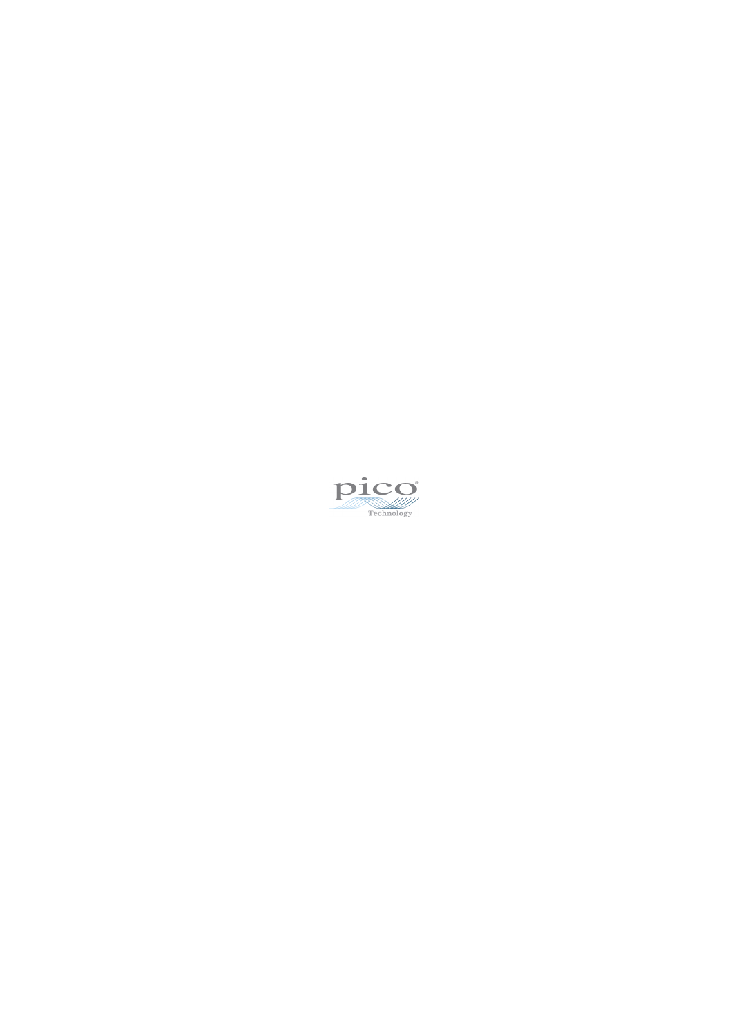pico®

Technology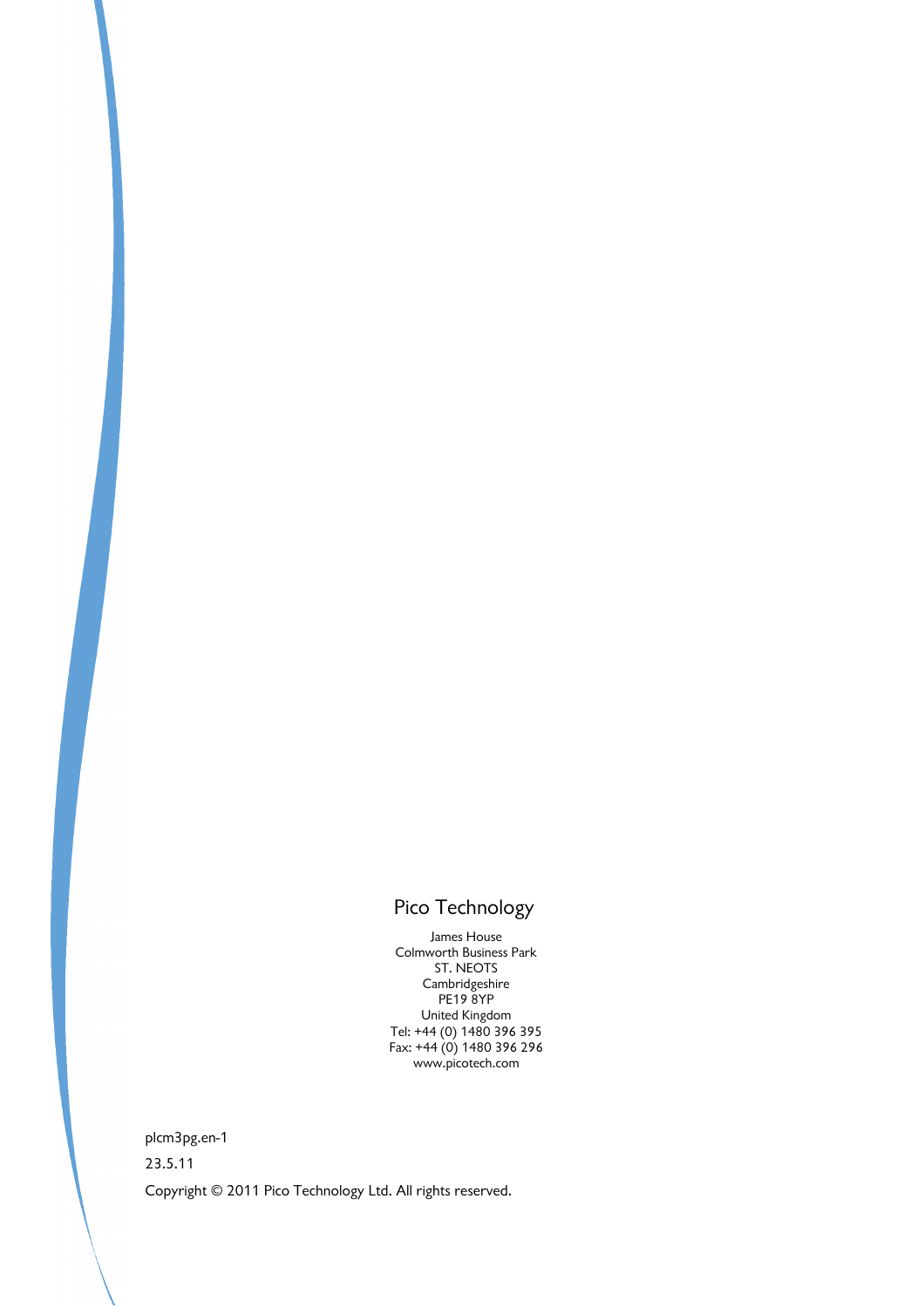Pico Technology

James House
Colmworth Business Park
ST. NEOTS
Cambridgeshire
PE19 8YP
United Kingdom
Tel: +44 (0) 1480 396 395
Fax: +44 (0) 1480 396 296
www.picotech.com

plcm3pg.en-1

23.5.11

Copyright © 2011 Pico Technology Ltd. All rights reserved.